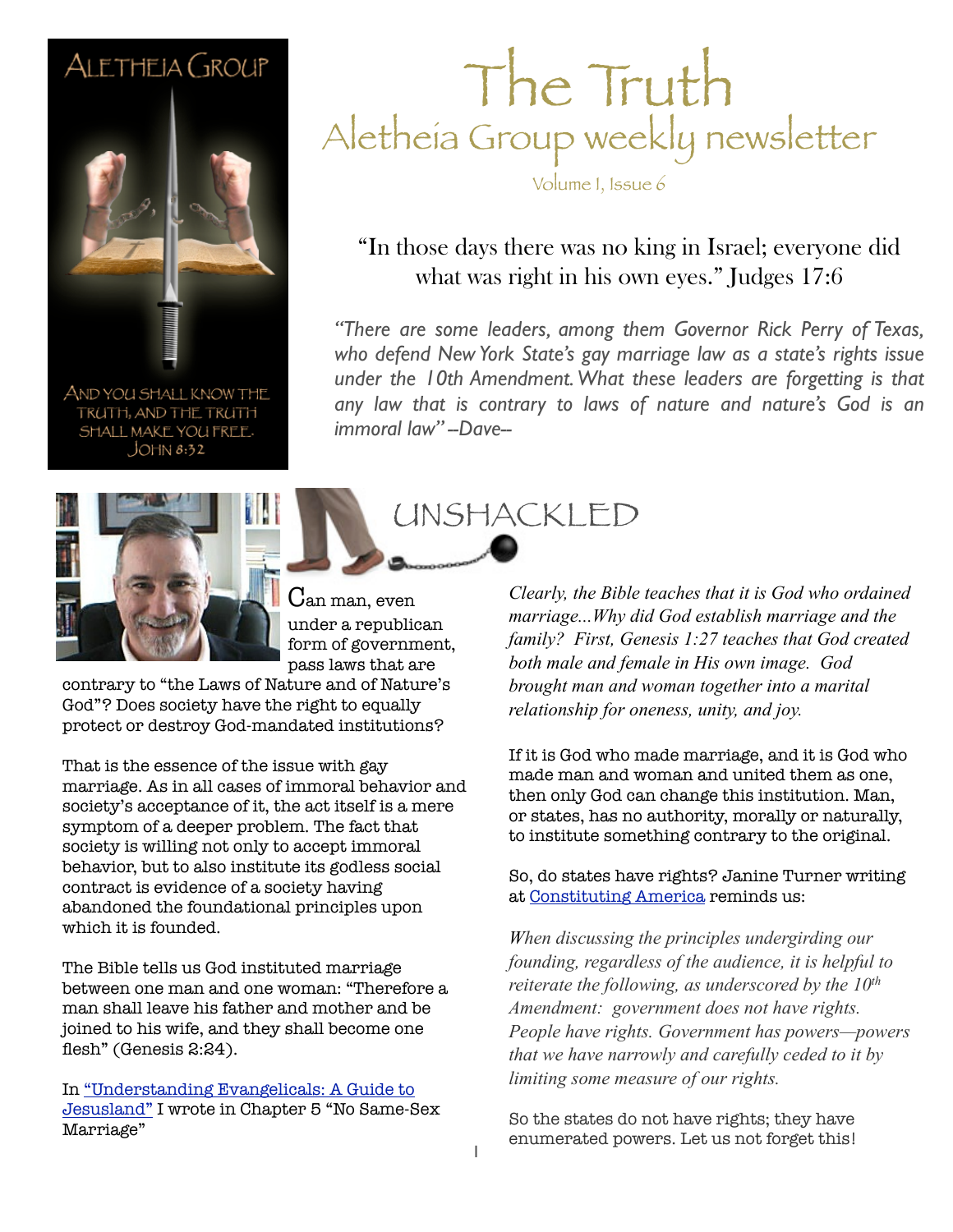ALETHEIA GROUP

AND YOU SHALL KNOW THE TRUTH, AND THE TRUTH SHALL MAKE YOU FREE. JOHN 8:32

# The Truth

## Aletheia Group weekly newsletter

Volume 1, Issue 6

"In those days there was no king in Israel; everyone did what was right in his own eyes." Judges 17:6

*"There are some leaders, among them Governor Rick Perry of Texas, who defend New York State's gay marriage law as a state's rights issue under the 10th Amendment. What these leaders are forgetting is that any law that is contrary to laws of nature and nature's God is an immoral law" --Dave--*

## UNSHACKLED

Can man, even under a republican form of government, pass laws that are contrary to "the Laws of Nature and of Nature's God"? Does society have the right to equally protect or destroy God-mandated institutions?

That is the essence of the issue with gay marriage. As in all cases of immoral behavior and society's acceptance of it, the act itself is a mere symptom of a deeper problem. The fact that society is willing not only to accept immoral behavior, but to also institute its godless social contract is evidence of a society having abandoned the foundational principles upon which it is founded.

The Bible tells us God instituted marriage between one man and one woman: "Therefore a man shall leave his father and mother and be joined to his wife, and they shall become one flesh" (Genesis 2:24).

In "Understanding Evangelicals: A Guide to Jesusland" I wrote in Chapter 5 "No Same-Sex Marriage"

*Clearly, the Bible teaches that it is God who ordained marriage...Why did God establish marriage and the family? First, Genesis 1:27 teaches that God created both male and female in His own image. God brought man and woman together into a marital relationship for oneness, unity, and joy.*

If it is God who made marriage, and it is God who made man and woman and united them as one, then only God can change this institution. Man, or states, has no authority, morally or naturally, to institute something contrary to the original.

So, do states have rights? Janine Turner writing at Constituting America reminds us:

*When discussing the principles undergirding our founding, regardless of the audience, it is helpful to reiterate the following, as underscored by the 10th Amendment: government does not have rights. People have rights. Government has powers—powers that we have narrowly and carefully ceded to it by limiting some measure of our rights.*

So the states do not have rights; they have enumerated powers. Let us not forget this!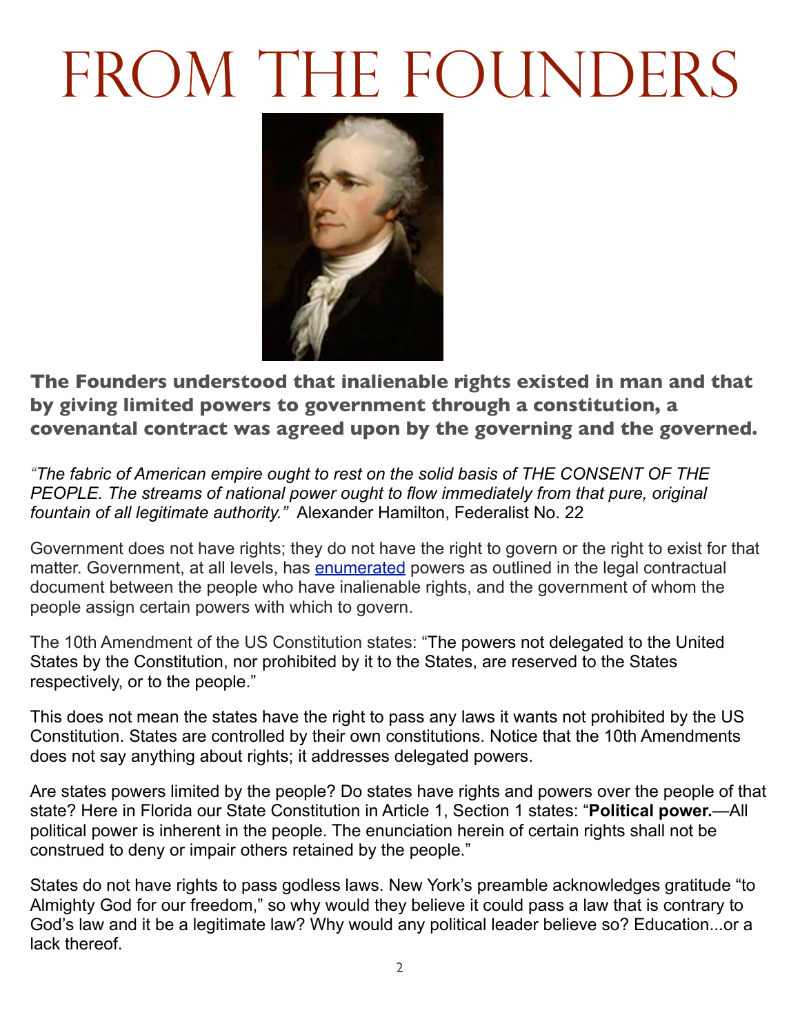# FROM THE FOUNDERS

**The Founders understood that inalienable rights existed in man and that by giving limited powers to government through a constitution, a covenantal contract was agreed upon by the governing and the governed.**

*"The fabric of American empire ought to rest on the solid basis of THE CONSENT OF THE PEOPLE. The streams of national power ought to flow immediately from that pure, original fountain of all legitimate authority."* Alexander Hamilton, Federalist No. 22

Government does not have rights; they do not have the right to govern or the right to exist for that matter. Government, at all levels, has enumerated powers as outlined in the legal contractual document between the people who have inalienable rights, and the government of whom the people assign certain powers with which to govern.

The 10th Amendment of the US Constitution states: "The powers not delegated to the United States by the Constitution, nor prohibited by it to the States, are reserved to the States respectively, or to the people."

This does not mean the states have the right to pass any laws it wants not prohibited by the US Constitution. States are controlled by their own constitutions. Notice that the 10th Amendments does not say anything about rights; it addresses delegated powers.

Are states powers limited by the people? Do states have rights and powers over the people of that state? Here in Florida our State Constitution in Article 1, Section 1 states: "**Political power.**—All political power is inherent in the people. The enunciation herein of certain rights shall not be construed to deny or impair others retained by the people."

States do not have rights to pass godless laws. New York's preamble acknowledges gratitude "to Almighty God for our freedom," so why would they believe it could pass a law that is contrary to God's law and it be a legitimate law? Why would any political leader believe so? Education...or a lack thereof.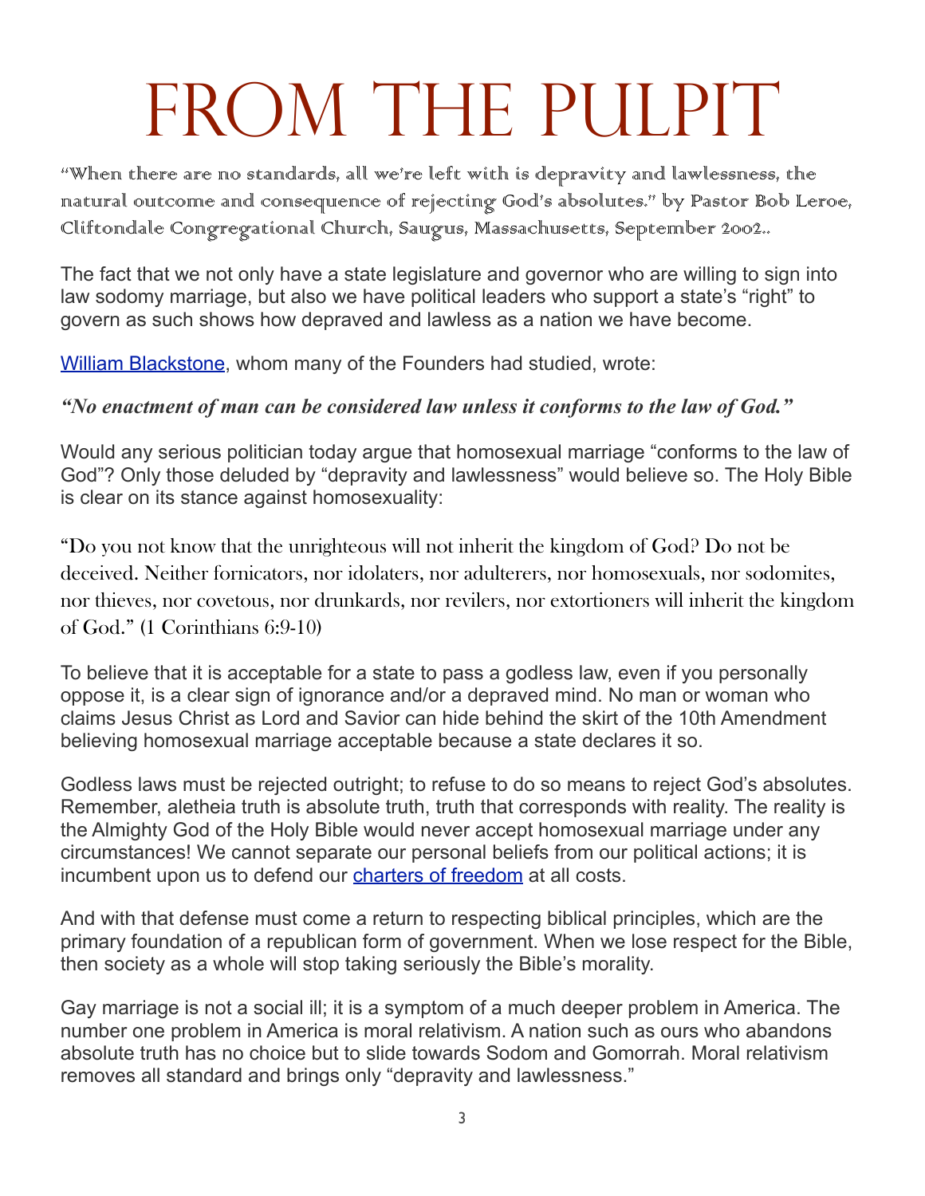# FROM THE PULPIT

"When there are no standards, all we're left with is depravity and lawlessness, the natural outcome and consequence of rejecting God's absolutes." by Pastor Bob Leroe, Cliftondale Congregational Church, Saugus, Massachusetts, September 2002..

The fact that we not only have a state legislature and governor who are willing to sign into law sodomy marriage, but also we have political leaders who support a state's "right" to govern as such shows how depraved and lawless as a nation we have become.

[William Blackstone](), whom many of the Founders had studied, wrote:

***"No enactment of man can be considered law unless it conforms to the law of God."***

Would any serious politician today argue that homosexual marriage "conforms to the law of God"? Only those deluded by "depravity and lawlessness" would believe so. The Holy Bible is clear on its stance against homosexuality:

"Do you not know that the unrighteous will not inherit the kingdom of God? Do not be deceived. Neither fornicators, nor idolaters, nor adulterers, nor homosexuals, nor sodomites, nor thieves, nor covetous, nor drunkards, nor revilers, nor extortioners will inherit the kingdom of God." (1 Corinthians 6:9-10)

To believe that it is acceptable for a state to pass a godless law, even if you personally oppose it, is a clear sign of ignorance and/or a depraved mind. No man or woman who claims Jesus Christ as Lord and Savior can hide behind the skirt of the 10th Amendment believing homosexual marriage acceptable because a state declares it so.

Godless laws must be rejected outright; to refuse to do so means to reject God's absolutes. Remember, aletheia truth is absolute truth, truth that corresponds with reality. The reality is the Almighty God of the Holy Bible would never accept homosexual marriage under any circumstances! We cannot separate our personal beliefs from our political actions; it is incumbent upon us to defend our [charters of freedom]() at all costs.

And with that defense must come a return to respecting biblical principles, which are the primary foundation of a republican form of government. When we lose respect for the Bible, then society as a whole will stop taking seriously the Bible's morality.

Gay marriage is not a social ill; it is a symptom of a much deeper problem in America. The number one problem in America is moral relativism. A nation such as ours who abandons absolute truth has no choice but to slide towards Sodom and Gomorrah. Moral relativism removes all standard and brings only "depravity and lawlessness."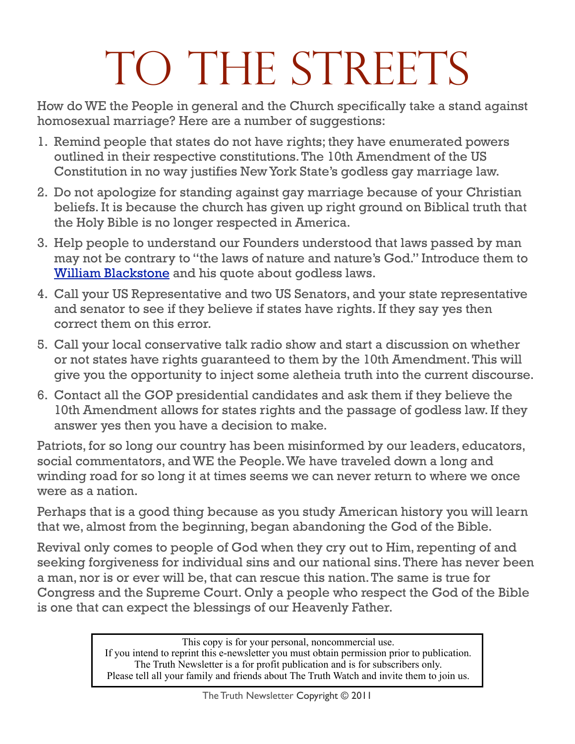# TO THE STREETS

How do WE the People in general and the Church specifically take a stand against homosexual marriage? Here are a number of suggestions:

1. Remind people that states do not have rights; they have enumerated powers outlined in their respective constitutions. The 10th Amendment of the US Constitution in no way justifies New York State's godless gay marriage law.
2. Do not apologize for standing against gay marriage because of your Christian beliefs. It is because the church has given up right ground on Biblical truth that the Holy Bible is no longer respected in America.
3. Help people to understand our Founders understood that laws passed by man may not be contrary to "the laws of nature and nature's God." Introduce them to William Blackstone and his quote about godless laws.
4. Call your US Representative and two US Senators, and your state representative and senator to see if they believe if states have rights. If they say yes then correct them on this error.
5. Call your local conservative talk radio show and start a discussion on whether or not states have rights guaranteed to them by the 10th Amendment. This will give you the opportunity to inject some aletheia truth into the current discourse.
6. Contact all the GOP presidential candidates and ask them if they believe the 10th Amendment allows for states rights and the passage of godless law. If they answer yes then you have a decision to make.

Patriots, for so long our country has been misinformed by our leaders, educators, social commentators, and WE the People. We have traveled down a long and winding road for so long it at times seems we can never return to where we once were as a nation.

Perhaps that is a good thing because as you study American history you will learn that we, almost from the beginning, began abandoning the God of the Bible.

Revival only comes to people of God when they cry out to Him, repenting of and seeking forgiveness for individual sins and our national sins. There has never been a man, nor is or ever will be, that can rescue this nation. The same is true for Congress and the Supreme Court. Only a people who respect the God of the Bible is one that can expect the blessings of our Heavenly Father.

This copy is for your personal, noncommercial use.
If you intend to reprint this e-newsletter you must obtain permission prior to publication.
The Truth Newsletter is a for profit publication and is for subscribers only.
Please tell all your family and friends about The Truth Watch and invite them to join us.

The Truth Newsletter Copyright © 2011